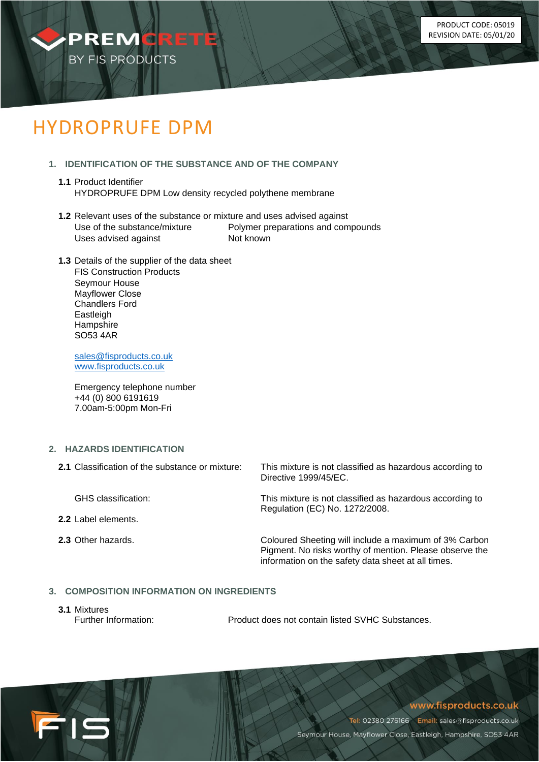PRODUCT CODE: 05019
REVISION DATE: 05/01/20

# HYDROPRUFE DPM

## 1. IDENTIFICATION OF THE SUBSTANCE AND OF THE COMPANY

**1.1** Product Identifier
HYDROPRUFE DPM Low density recycled polythene membrane

**1.2** Relevant uses of the substance or mixture and uses advised against

| | |
|---|---|
| Use of the substance/mixture | Polymer preparations and compounds |
| Uses advised against | Not known |

**1.3** Details of the supplier of the data sheet
FIS Construction Products
Seymour House
Mayflower Close
Chandlers Ford
Eastleigh
Hampshire
SO53 4AR

sales@fisproducts.co.uk
www.fisproducts.co.uk

Emergency telephone number
+44 (0) 800 6191619
7.00am-5:00pm Mon-Fri

## 2. HAZARDS IDENTIFICATION

| | |
|---|---|
| **2.1** Classification of the substance or mixture: | This mixture is not classified as hazardous according to Directive 1999/45/EC. |
| GHS classification: | This mixture is not classified as hazardous according to Regulation (EC) No. 1272/2008. |
| **2.2** Label elements. | |
| **2.3** Other hazards. | Coloured Sheeting will include a maximum of 3% Carbon Pigment. No risks worthy of mention. Please observe the information on the safety data sheet at all times. |

## 3. COMPOSITION INFORMATION ON INGREDIENTS

**3.1** Mixtures

| | |
|---|---|
| Further Information: | Product does not contain listed SVHC Substances. |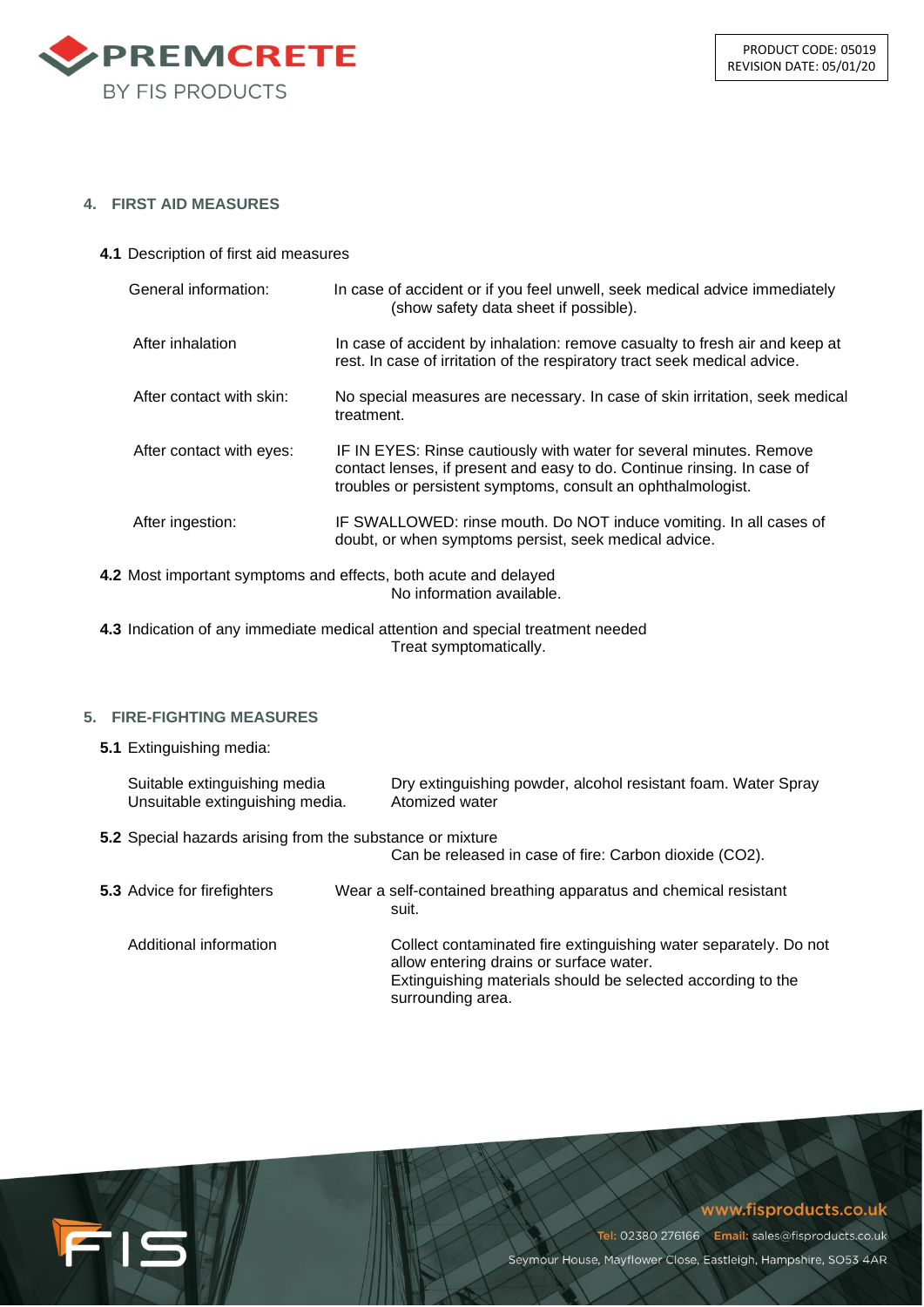## 4. FIRST AID MEASURES

**4.1** Description of first aid measures

| | |
|---|---|
| General information: | In case of accident or if you feel unwell, seek medical advice immediately (show safety data sheet if possible). |
| After inhalation | In case of accident by inhalation: remove casualty to fresh air and keep at rest. In case of irritation of the respiratory tract seek medical advice. |
| After contact with skin: | No special measures are necessary. In case of skin irritation, seek medical treatment. |
| After contact with eyes: | IF IN EYES: Rinse cautiously with water for several minutes. Remove contact lenses, if present and easy to do. Continue rinsing. In case of troubles or persistent symptoms, consult an ophthalmologist. |
| After ingestion: | IF SWALLOWED: rinse mouth. Do NOT induce vomiting. In all cases of doubt, or when symptoms persist, seek medical advice. |

**4.2** Most important symptoms and effects, both acute and delayed

No information available.

**4.3** Indication of any immediate medical attention and special treatment needed

Treat symptomatically.

## 5. FIRE-FIGHTING MEASURES

**5.1** Extinguishing media:

| | |
|---|---|
| Suitable extinguishing media | Dry extinguishing powder, alcohol resistant foam. Water Spray |
| Unsuitable extinguishing media. | Atomized water |

**5.2** Special hazards arising from the substance or mixture

Can be released in case of fire: Carbon dioxide ($CO_2$).

**5.3** Advice for firefighters

Wear a self-contained breathing apparatus and chemical resistant suit.

Additional information

Collect contaminated fire extinguishing water separately. Do not allow entering drains or surface water.
Extinguishing materials should be selected according to the surrounding area.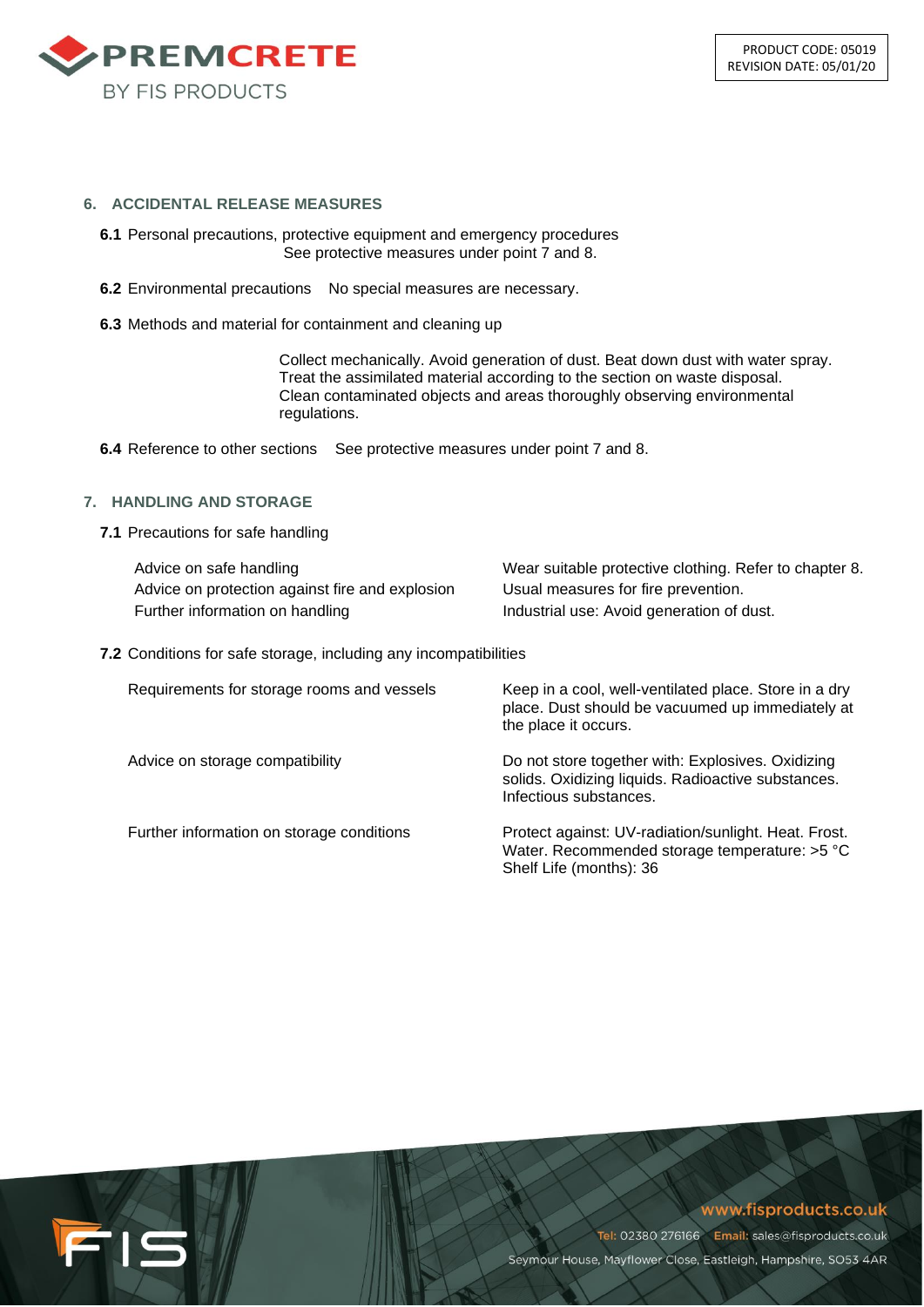## 6. ACCIDENTAL RELEASE MEASURES

**6.1** Personal precautions, protective equipment and emergency procedures

See protective measures under point 7 and 8.

**6.2** Environmental precautions No special measures are necessary.

**6.3** Methods and material for containment and cleaning up

Collect mechanically. Avoid generation of dust. Beat down dust with water spray. Treat the assimilated material according to the section on waste disposal. Clean contaminated objects and areas thoroughly observing environmental regulations.

**6.4** Reference to other sections See protective measures under point 7 and 8.

## 7. HANDLING AND STORAGE

**7.1** Precautions for safe handling

| | |
|---|---|
| Advice on safe handling | Wear suitable protective clothing. Refer to chapter 8. |
| Advice on protection against fire and explosion | Usual measures for fire prevention. |
| Further information on handling | Industrial use: Avoid generation of dust. |

**7.2** Conditions for safe storage, including any incompatibilities

| | |
|---|---|
| Requirements for storage rooms and vessels | Keep in a cool, well-ventilated place. Store in a dry place. Dust should be vacuumed up immediately at the place it occurs. |
| Advice on storage compatibility | Do not store together with: Explosives. Oxidizing solids. Oxidizing liquids. Radioactive substances. Infectious substances. |
| Further information on storage conditions | Protect against: UV-radiation/sunlight. Heat. Frost. Water. Recommended storage temperature: >5 °C Shelf Life (months): 36 |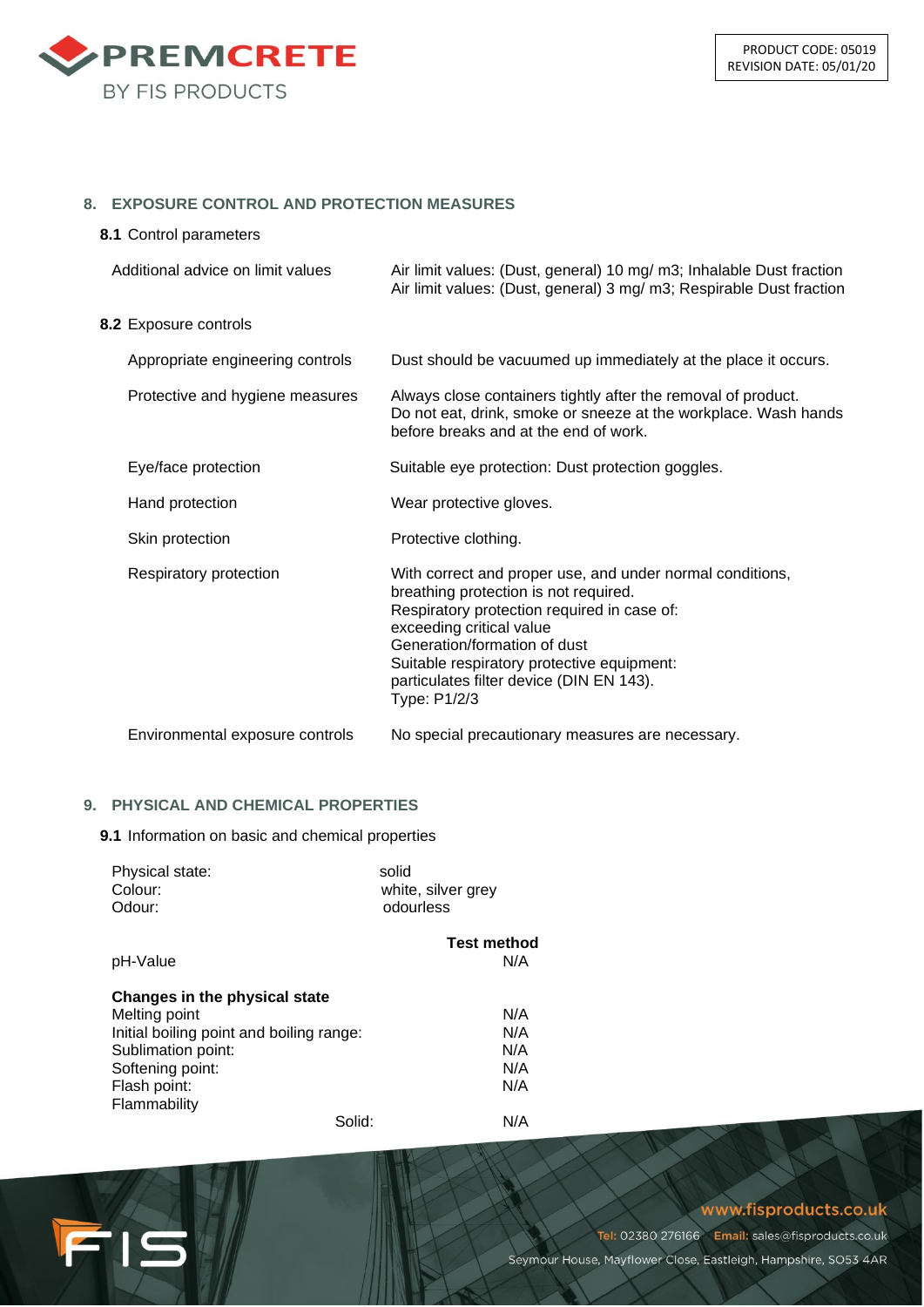## 8. EXPOSURE CONTROL AND PROTECTION MEASURES

**8.1** Control parameters

| | |
|---|---|
| Additional advice on limit values | Air limit values: (Dust, general) 10 mg/ m3; Inhalable Dust fraction<br>Air limit values: (Dust, general) 3 mg/ m3; Respirable Dust fraction |

**8.2** Exposure controls

| | |
|---|---|
| Appropriate engineering controls | Dust should be vacuumed up immediately at the place it occurs. |
| Protective and hygiene measures | Always close containers tightly after the removal of product.<br>Do not eat, drink, smoke or sneeze at the workplace. Wash hands before breaks and at the end of work. |
| Eye/face protection | Suitable eye protection: Dust protection goggles. |
| Hand protection | Wear protective gloves. |
| Skin protection | Protective clothing. |
| Respiratory protection | With correct and proper use, and under normal conditions, breathing protection is not required.<br>Respiratory protection required in case of:<br>exceeding critical value<br>Generation/formation of dust<br>Suitable respiratory protective equipment:<br>particulates filter device (DIN EN 143).<br>Type: P1/2/3 |
| Environmental exposure controls | No special precautionary measures are necessary. |

## 9. PHYSICAL AND CHEMICAL PROPERTIES

**9.1** Information on basic and chemical properties

| | |
|---|---|
| Physical state: | solid |
| Colour: | white, silver grey |
| Odour: | odourless |

| | Test method |
|---|---|
| pH-Value | N/A |
| **Changes in the physical state** | |
| Melting point | N/A |
| Initial boiling point and boiling range: | N/A |
| Sublimation point: | N/A |
| Softening point: | N/A |
| Flash point: | N/A |
| Flammability | |
| Solid: | N/A |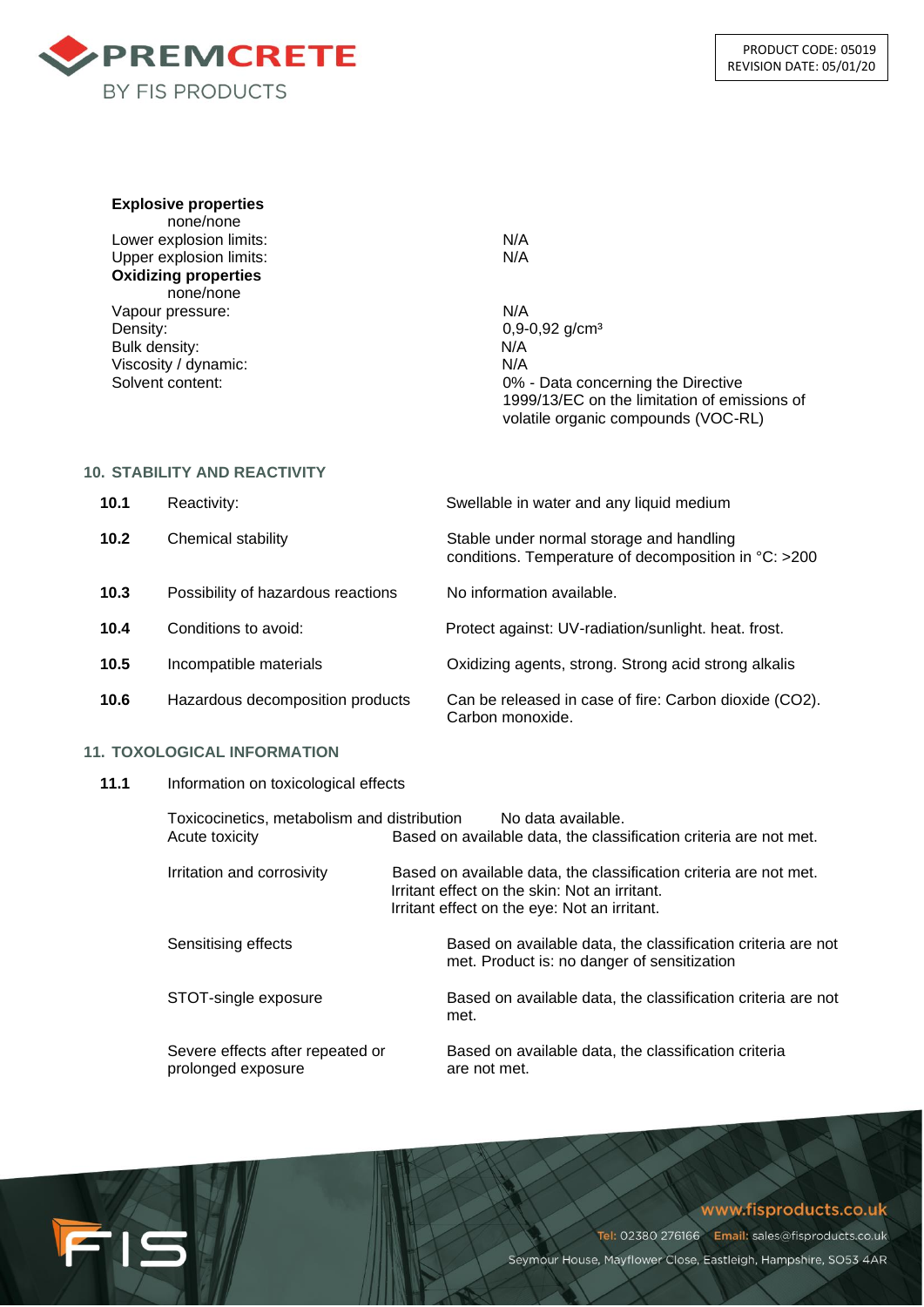**Explosive properties**

none/none

| | |
|---|---|
| Lower explosion limits: | N/A |
| Upper explosion limits: | N/A |

**Oxidizing properties**

none/none

| | |
|---|---|
| Vapour pressure: | N/A |
| Density: | 0,9-0,92 g/cm³ |
| Bulk density: | N/A |
| Viscosity / dynamic: | N/A |
| Solvent content: | 0% - Data concerning the Directive 1999/13/EC on the limitation of emissions of volatile organic compounds (VOC-RL) |

## 10. STABILITY AND REACTIVITY

| | | |
|---|---|---|
| **10.1** | Reactivity: | Swellable in water and any liquid medium |
| **10.2** | Chemical stability | Stable under normal storage and handling conditions. Temperature of decomposition in °C: >200 |
| **10.3** | Possibility of hazardous reactions | No information available. |
| **10.4** | Conditions to avoid: | Protect against: UV-radiation/sunlight. heat. frost. |
| **10.5** | Incompatible materials | Oxidizing agents, strong. Strong acid strong alkalis |
| **10.6** | Hazardous decomposition products | Can be released in case of fire: Carbon dioxide ($CO_2$). Carbon monoxide. |

## 11. TOXOLOGICAL INFORMATION

**11.1** Information on toxicological effects

| | |
|---|---|
| Toxicocinetics, metabolism and distribution | No data available. |
| Acute toxicity | Based on available data, the classification criteria are not met. |
| Irritation and corrosivity | Based on available data, the classification criteria are not met. Irritant effect on the skin: Not an irritant. Irritant effect on the eye: Not an irritant. |
| Sensitising effects | Based on available data, the classification criteria are not met. Product is: no danger of sensitization |
| STOT-single exposure | Based on available data, the classification criteria are not met. |
| Severe effects after repeated or prolonged exposure | Based on available data, the classification criteria are not met. |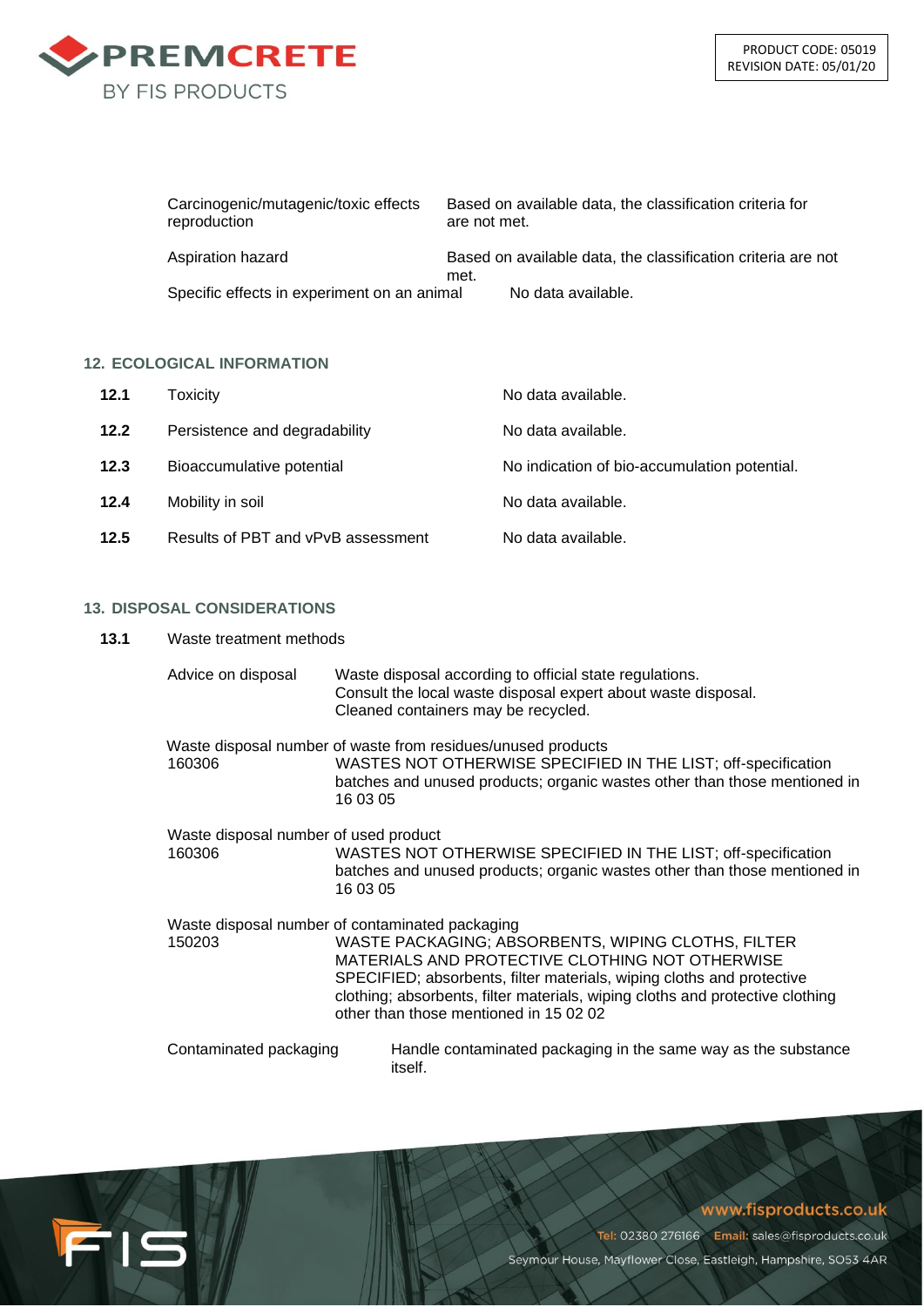| | |
|---|---|
| Carcinogenic/mutagenic/toxic effects reproduction | Based on available data, the classification criteria for are not met. |
| Aspiration hazard | Based on available data, the classification criteria are not met. |
| Specific effects in experiment on an animal | No data available. |

## 12. ECOLOGICAL INFORMATION

| | | |
|---|---|---|
| **12.1** | Toxicity | No data available. |
| **12.2** | Persistence and degradability | No data available. |
| **12.3** | Bioaccumulative potential | No indication of bio-accumulation potential. |
| **12.4** | Mobility in soil | No data available. |
| **12.5** | Results of PBT and vPvB assessment | No data available. |

## 13. DISPOSAL CONSIDERATIONS

**13.1** Waste treatment methods

| | |
|---|---|
| Advice on disposal | Waste disposal according to official state regulations. Consult the local waste disposal expert about waste disposal. Cleaned containers may be recycled. |

Waste disposal number of waste from residues/unused products

| | |
|---|---|
| 160306 | WASTES NOT OTHERWISE SPECIFIED IN THE LIST; off-specification batches and unused products; organic wastes other than those mentioned in 16 03 05 |

Waste disposal number of used product

| | |
|---|---|
| 160306 | WASTES NOT OTHERWISE SPECIFIED IN THE LIST; off-specification batches and unused products; organic wastes other than those mentioned in 16 03 05 |

Waste disposal number of contaminated packaging

| | |
|---|---|
| 150203 | WASTE PACKAGING; ABSORBENTS, WIPING CLOTHS, FILTER MATERIALS AND PROTECTIVE CLOTHING NOT OTHERWISE SPECIFIED; absorbents, filter materials, wiping cloths and protective clothing; absorbents, filter materials, wiping cloths and protective clothing other than those mentioned in 15 02 02 |

| | |
|---|---|
| Contaminated packaging | Handle contaminated packaging in the same way as the substance itself. |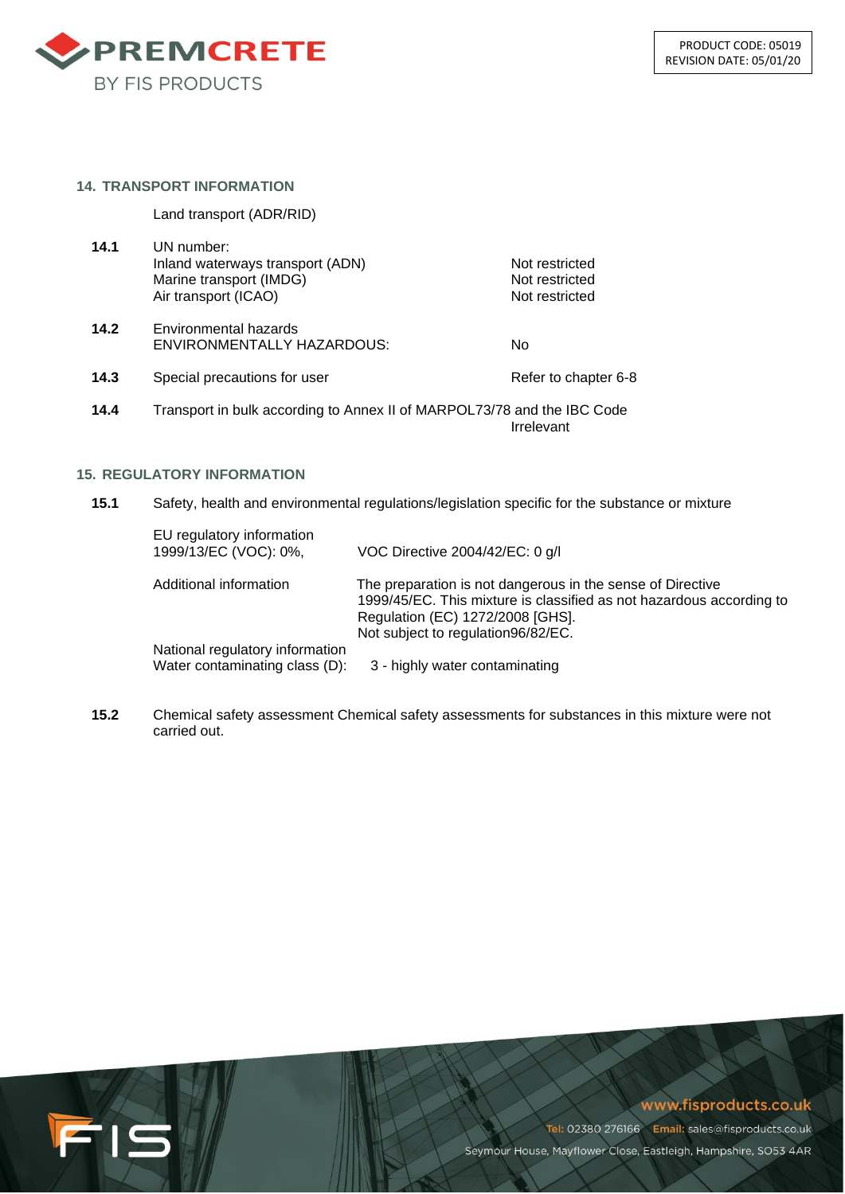## 14. TRANSPORT INFORMATION

Land transport (ADR/RID)

| | | |
|---|---|---|
| **14.1** | UN number:<br>Inland waterways transport (ADN)<br>Marine transport (IMDG)<br>Air transport (ICAO) | <br>Not restricted<br>Not restricted<br>Not restricted |
| **14.2** | Environmental hazards<br>ENVIRONMENTALLY HAZARDOUS: | <br>No |
| **14.3** | Special precautions for user | Refer to chapter 6-8 |
| **14.4** | Transport in bulk according to Annex II of MARPOL73/78 and the IBC Code | Irrelevant |

## 15. REGULATORY INFORMATION

**15.1** Safety, health and environmental regulations/legislation specific for the substance or mixture

| | |
|---|---|
| EU regulatory information<br>1999/13/EC (VOC): 0%, | VOC Directive 2004/42/EC: 0 g/l |
| Additional information | The preparation is not dangerous in the sense of Directive 1999/45/EC. This mixture is classified as not hazardous according to Regulation (EC) 1272/2008 [GHS].<br>Not subject to regulation96/82/EC. |
| National regulatory information<br>Water contaminating class (D): | 3 - highly water contaminating |

**15.2** Chemical safety assessment Chemical safety assessments for substances in this mixture were not carried out.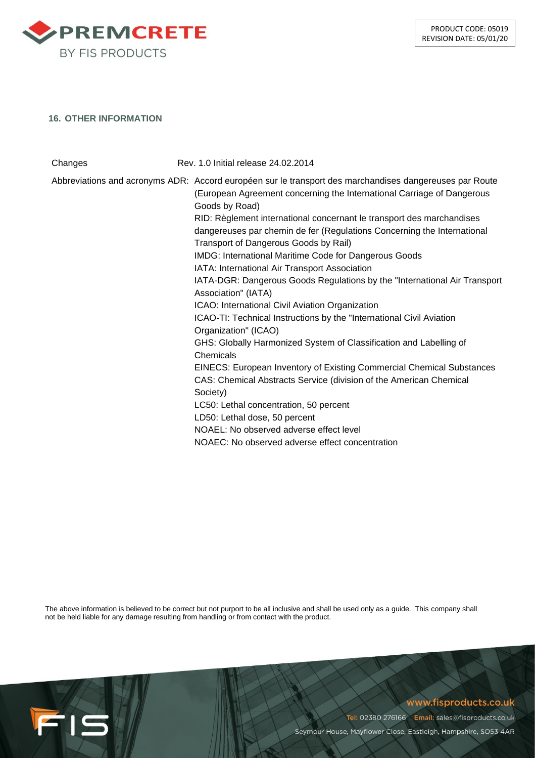## 16. OTHER INFORMATION

| | |
|---|---|
| Changes | Rev. 1.0 Initial release 24.02.2014 |
| Abbreviations and acronyms | ADR: Accord européen sur le transport des marchandises dangereuses par Route (European Agreement concerning the International Carriage of Dangerous Goods by Road)<br>RID: Règlement international concernant le transport des marchandises dangereuses par chemin de fer (Regulations Concerning the International Transport of Dangerous Goods by Rail)<br>IMDG: International Maritime Code for Dangerous Goods<br>IATA: International Air Transport Association<br>IATA-DGR: Dangerous Goods Regulations by the "International Air Transport Association" (IATA)<br>ICAO: International Civil Aviation Organization<br>ICAO-TI: Technical Instructions by the "International Civil Aviation Organization" (ICAO)<br>GHS: Globally Harmonized System of Classification and Labelling of Chemicals<br>EINECS: European Inventory of Existing Commercial Chemical Substances<br>CAS: Chemical Abstracts Service (division of the American Chemical Society)<br>LC50: Lethal concentration, 50 percent<br>LD50: Lethal dose, 50 percent<br>NOAEL: No observed adverse effect level<br>NOAEC: No observed adverse effect concentration |

The above information is believed to be correct but not purport to be all inclusive and shall be used only as a guide. This company shall not be held liable for any damage resulting from handling or from contact with the product.